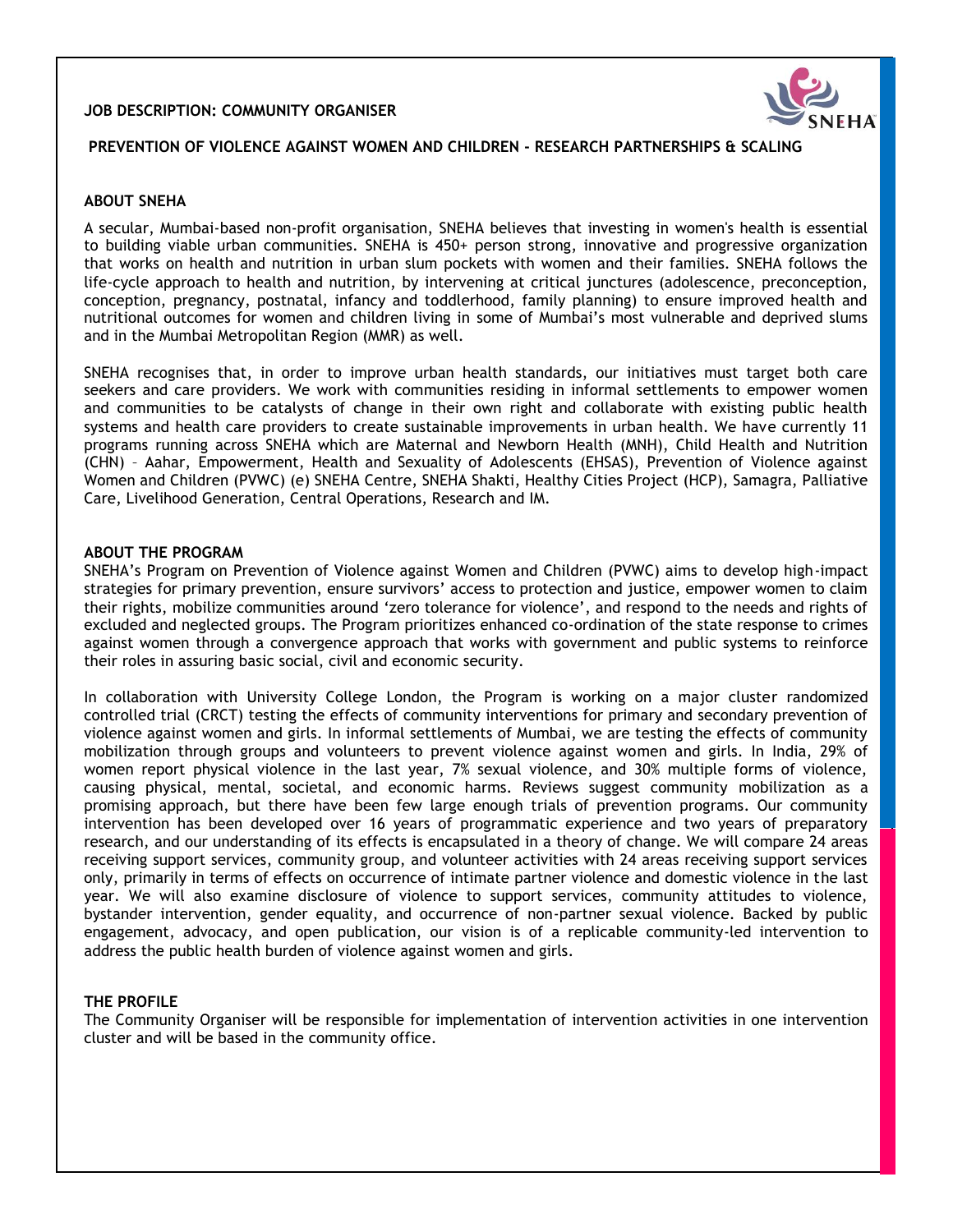**JOB DESCRIPTION: COMMUNITY ORGANISER**

**PREVENTION OF VIOLENCE AGAINST WOMEN AND CHILDREN - RESEARCH PARTNERSHIPS & SCALING**

## ABOUT SNEHA

A secular, Mumbai-based non-profit organisation, SNEHA believes that investing in women's health is essential to building viable urban communities. SNEHA is 450+ person strong, innovative and progressive organization that works on health and nutrition in urban slum pockets with women and their families. SNEHA follows the life-cycle approach to health and nutrition, by intervening at critical junctures (adolescence, preconception, conception, pregnancy, postnatal, infancy and toddlerhood, family planning) to ensure improved health and nutritional outcomes for women and children living in some of Mumbai's most vulnerable and deprived slums and in the Mumbai Metropolitan Region (MMR) as well.

SNEHA recognises that, in order to improve urban health standards, our initiatives must target both care seekers and care providers. We work with communities residing in informal settlements to empower women and communities to be catalysts of change in their own right and collaborate with existing public health systems and health care providers to create sustainable improvements in urban health. We have currently 11 programs running across SNEHA which are Maternal and Newborn Health (MNH), Child Health and Nutrition (CHN) – Aahar, Empowerment, Health and Sexuality of Adolescents (EHSAS), Prevention of Violence against Women and Children (PVWC) (e) SNEHA Centre, SNEHA Shakti, Healthy Cities Project (HCP), Samagra, Palliative Care, Livelihood Generation, Central Operations, Research and IM.

## ABOUT THE PROGRAM

SNEHA's Program on Prevention of Violence against Women and Children (PVWC) aims to develop high-impact strategies for primary prevention, ensure survivors' access to protection and justice, empower women to claim their rights, mobilize communities around 'zero tolerance for violence', and respond to the needs and rights of excluded and neglected groups. The Program prioritizes enhanced co-ordination of the state response to crimes against women through a convergence approach that works with government and public systems to reinforce their roles in assuring basic social, civil and economic security.

In collaboration with University College London, the Program is working on a major cluster randomized controlled trial (CRCT) testing the effects of community interventions for primary and secondary prevention of violence against women and girls. In informal settlements of Mumbai, we are testing the effects of community mobilization through groups and volunteers to prevent violence against women and girls. In India, 29% of women report physical violence in the last year, 7% sexual violence, and 30% multiple forms of violence, causing physical, mental, societal, and economic harms. Reviews suggest community mobilization as a promising approach, but there have been few large enough trials of prevention programs. Our community intervention has been developed over 16 years of programmatic experience and two years of preparatory research, and our understanding of its effects is encapsulated in a theory of change. We will compare 24 areas receiving support services, community group, and volunteer activities with 24 areas receiving support services only, primarily in terms of effects on occurrence of intimate partner violence and domestic violence in the last year. We will also examine disclosure of violence to support services, community attitudes to violence, bystander intervention, gender equality, and occurrence of non-partner sexual violence. Backed by public engagement, advocacy, and open publication, our vision is of a replicable community-led intervention to address the public health burden of violence against women and girls.

## THE PROFILE

The Community Organiser will be responsible for implementation of intervention activities in one intervention cluster and will be based in the community office.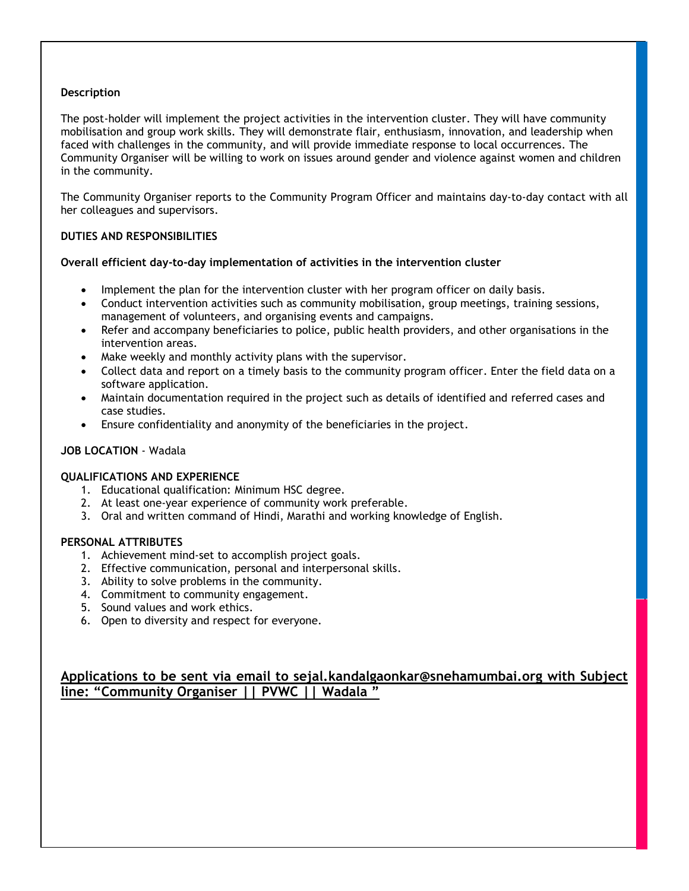**Description**

The post-holder will implement the project activities in the intervention cluster. They will have community mobilisation and group work skills. They will demonstrate flair, enthusiasm, innovation, and leadership when faced with challenges in the community, and will provide immediate response to local occurrences. The Community Organiser will be willing to work on issues around gender and violence against women and children in the community.

The Community Organiser reports to the Community Program Officer and maintains day-to-day contact with all her colleagues and supervisors.

**DUTIES AND RESPONSIBILITIES**

**Overall efficient day-to-day implementation of activities in the intervention cluster**

- Implement the plan for the intervention cluster with her program officer on daily basis.
- Conduct intervention activities such as community mobilisation, group meetings, training sessions, management of volunteers, and organising events and campaigns.
- Refer and accompany beneficiaries to police, public health providers, and other organisations in the intervention areas.
- Make weekly and monthly activity plans with the supervisor.
- Collect data and report on a timely basis to the community program officer. Enter the field data on a software application.
- Maintain documentation required in the project such as details of identified and referred cases and case studies.
- Ensure confidentiality and anonymity of the beneficiaries in the project.

**JOB LOCATION** - Wadala

**QUALIFICATIONS AND EXPERIENCE**

1. Educational qualification: Minimum HSC degree.
2. At least one-year experience of community work preferable.
3. Oral and written command of Hindi, Marathi and working knowledge of English.

**PERSONAL ATTRIBUTES**

1. Achievement mind-set to accomplish project goals.
2. Effective communication, personal and interpersonal skills.
3. Ability to solve problems in the community.
4. Commitment to community engagement.
5. Sound values and work ethics.
6. Open to diversity and respect for everyone.

**Applications to be sent via email to sejal.kandalgaonkar@snehamumbai.org with Subject line: "Community Organiser || PVWC || Wadala "**